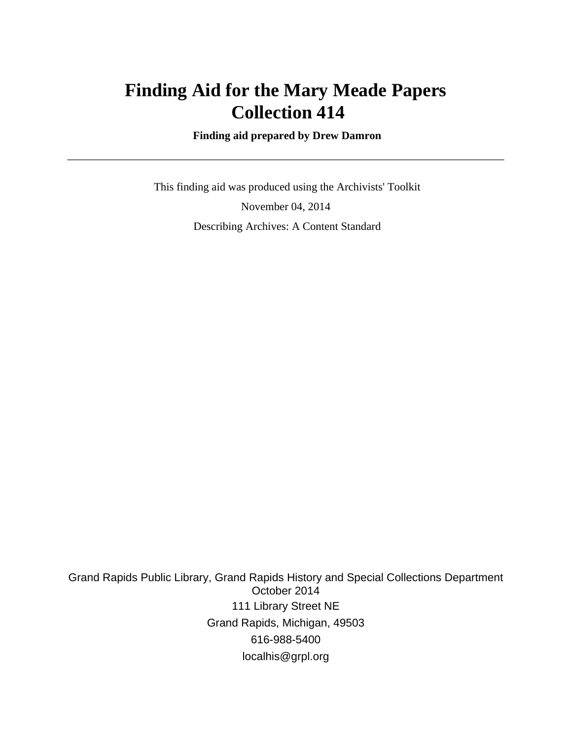# Finding Aid for the Mary Meade Papers
# Collection 414

**Finding aid prepared by Drew Damron**

---

This finding aid was produced using the Archivists' Toolkit

November 04, 2014

Describing Archives: A Content Standard

Grand Rapids Public Library, Grand Rapids History and Special Collections Department
October 2014

111 Library Street NE

Grand Rapids, Michigan, 49503

616-988-5400

localhis@grpl.org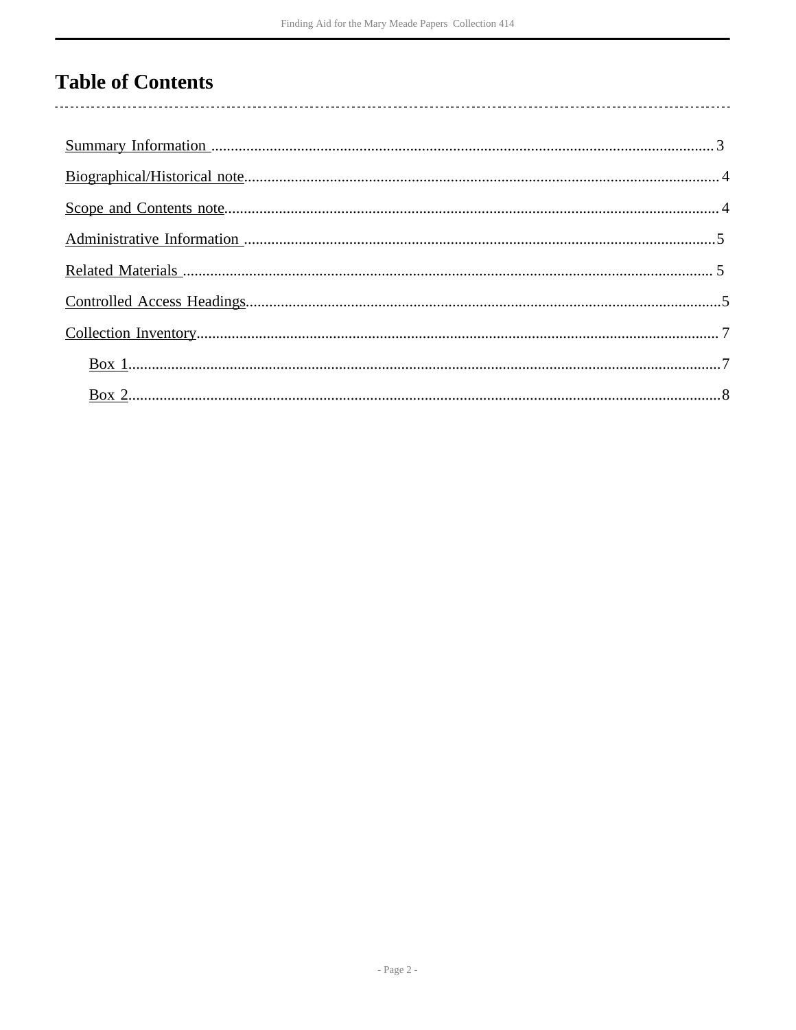# Table of Contents

- Summary Information ....................................................... 3
- Biographical/Historical note ............................................. 4
- Scope and Contents note .................................................. 4
- Administrative Information ............................................... 5
- Related Materials ........................................................ 5
- Controlled Access Headings ............................................... 5
- Collection Inventory ..................................................... 7
  - Box 1 .................................................................. 7
  - Box 2 .................................................................. 8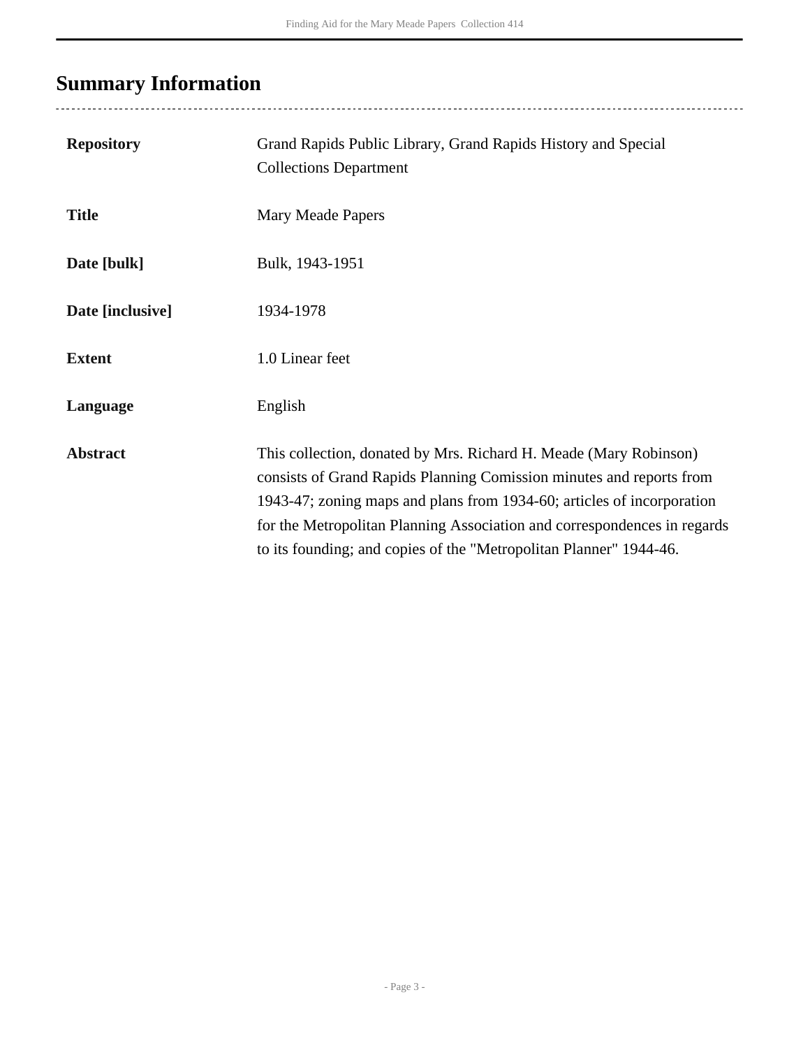## Summary Information

| | |
|---|---|
| **Repository** | Grand Rapids Public Library, Grand Rapids History and Special Collections Department |
| **Title** | Mary Meade Papers |
| **Date [bulk]** | Bulk, 1943-1951 |
| **Date [inclusive]** | 1934-1978 |
| **Extent** | 1.0 Linear feet |
| **Language** | English |
| **Abstract** | This collection, donated by Mrs. Richard H. Meade (Mary Robinson) consists of Grand Rapids Planning Comission minutes and reports from 1943-47; zoning maps and plans from 1934-60; articles of incorporation for the Metropolitan Planning Association and correspondences in regards to its founding; and copies of the "Metropolitan Planner" 1944-46. |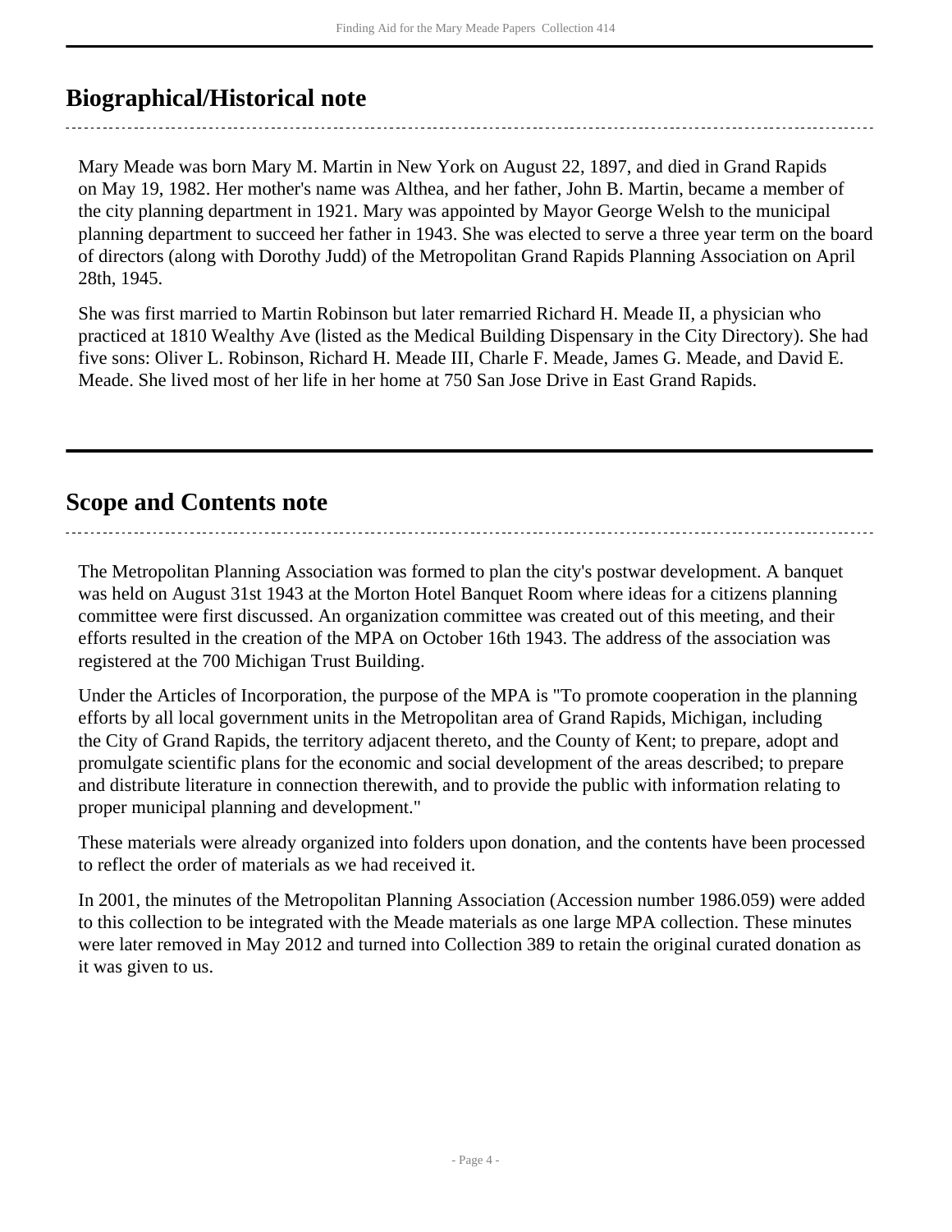## Biographical/Historical note

Mary Meade was born Mary M. Martin in New York on August 22, 1897, and died in Grand Rapids on May 19, 1982. Her mother's name was Althea, and her father, John B. Martin, became a member of the city planning department in 1921. Mary was appointed by Mayor George Welsh to the municipal planning department to succeed her father in 1943. She was elected to serve a three year term on the board of directors (along with Dorothy Judd) of the Metropolitan Grand Rapids Planning Association on April 28th, 1945.

She was first married to Martin Robinson but later remarried Richard H. Meade II, a physician who practiced at 1810 Wealthy Ave (listed as the Medical Building Dispensary in the City Directory). She had five sons: Oliver L. Robinson, Richard H. Meade III, Charle F. Meade, James G. Meade, and David E. Meade. She lived most of her life in her home at 750 San Jose Drive in East Grand Rapids.

## Scope and Contents note

The Metropolitan Planning Association was formed to plan the city's postwar development. A banquet was held on August 31st 1943 at the Morton Hotel Banquet Room where ideas for a citizens planning committee were first discussed. An organization committee was created out of this meeting, and their efforts resulted in the creation of the MPA on October 16th 1943. The address of the association was registered at the 700 Michigan Trust Building.

Under the Articles of Incorporation, the purpose of the MPA is "To promote cooperation in the planning efforts by all local government units in the Metropolitan area of Grand Rapids, Michigan, including the City of Grand Rapids, the territory adjacent thereto, and the County of Kent; to prepare, adopt and promulgate scientific plans for the economic and social development of the areas described; to prepare and distribute literature in connection therewith, and to provide the public with information relating to proper municipal planning and development."

These materials were already organized into folders upon donation, and the contents have been processed to reflect the order of materials as we had received it.

In 2001, the minutes of the Metropolitan Planning Association (Accession number 1986.059) were added to this collection to be integrated with the Meade materials as one large MPA collection. These minutes were later removed in May 2012 and turned into Collection 389 to retain the original curated donation as it was given to us.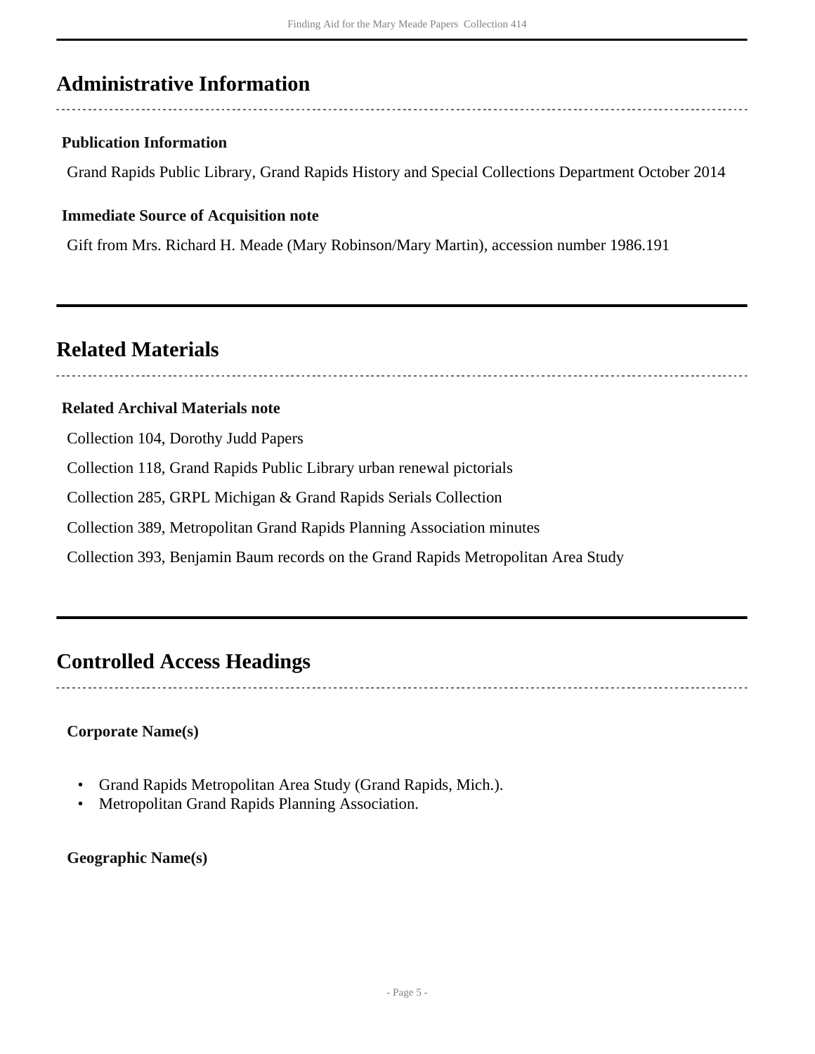## Administrative Information

### Publication Information

Grand Rapids Public Library, Grand Rapids History and Special Collections Department October 2014

### Immediate Source of Acquisition note

Gift from Mrs. Richard H. Meade (Mary Robinson/Mary Martin), accession number 1986.191

## Related Materials

### Related Archival Materials note

Collection 104, Dorothy Judd Papers

Collection 118, Grand Rapids Public Library urban renewal pictorials

Collection 285, GRPL Michigan & Grand Rapids Serials Collection

Collection 389, Metropolitan Grand Rapids Planning Association minutes

Collection 393, Benjamin Baum records on the Grand Rapids Metropolitan Area Study

## Controlled Access Headings

### Corporate Name(s)

- Grand Rapids Metropolitan Area Study (Grand Rapids, Mich.).
- Metropolitan Grand Rapids Planning Association.

### Geographic Name(s)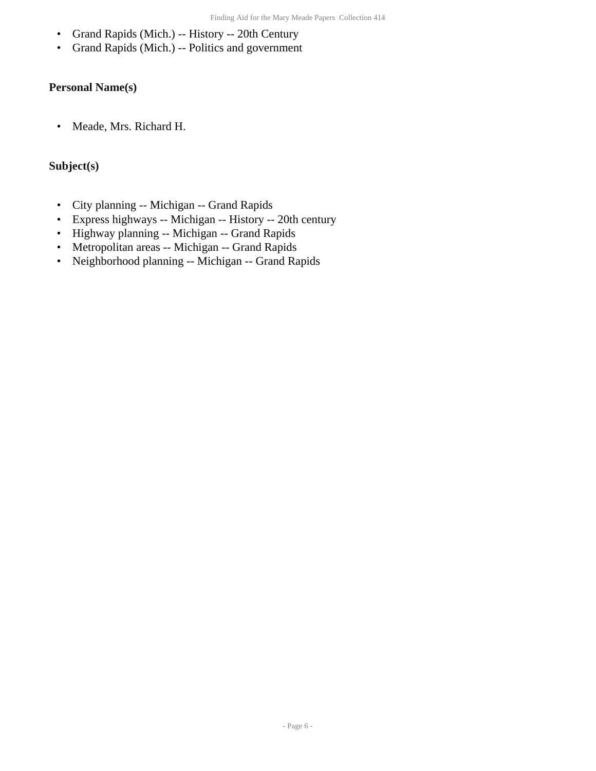- Grand Rapids (Mich.) -- History -- 20th Century
- Grand Rapids (Mich.) -- Politics and government

**Personal Name(s)**

- Meade, Mrs. Richard H.

**Subject(s)**

- City planning -- Michigan -- Grand Rapids
- Express highways -- Michigan -- History -- 20th century
- Highway planning -- Michigan -- Grand Rapids
- Metropolitan areas -- Michigan -- Grand Rapids
- Neighborhood planning -- Michigan -- Grand Rapids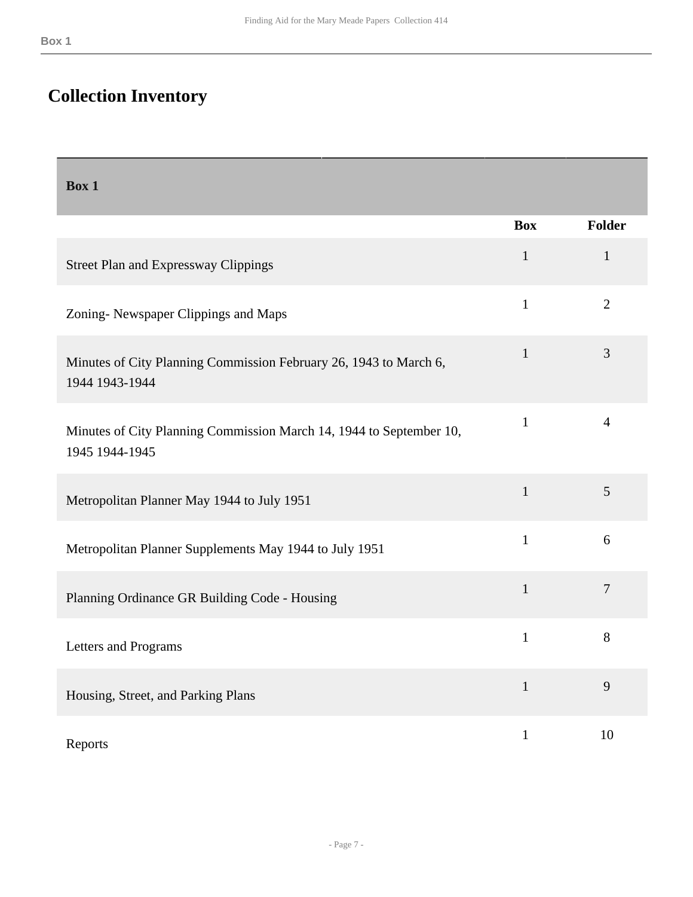## Collection Inventory

| Box 1 | | |
|---|---|---|
| | **Box** | **Folder** |
| Street Plan and Expressway Clippings | 1 | 1 |
| Zoning- Newspaper Clippings and Maps | 1 | 2 |
| Minutes of City Planning Commission February 26, 1943 to March 6, 1944 1943-1944 | 1 | 3 |
| Minutes of City Planning Commission March 14, 1944 to September 10, 1945 1944-1945 | 1 | 4 |
| Metropolitan Planner May 1944 to July 1951 | 1 | 5 |
| Metropolitan Planner Supplements May 1944 to July 1951 | 1 | 6 |
| Planning Ordinance GR Building Code - Housing | 1 | 7 |
| Letters and Programs | 1 | 8 |
| Housing, Street, and Parking Plans | 1 | 9 |
| Reports | 1 | 10 |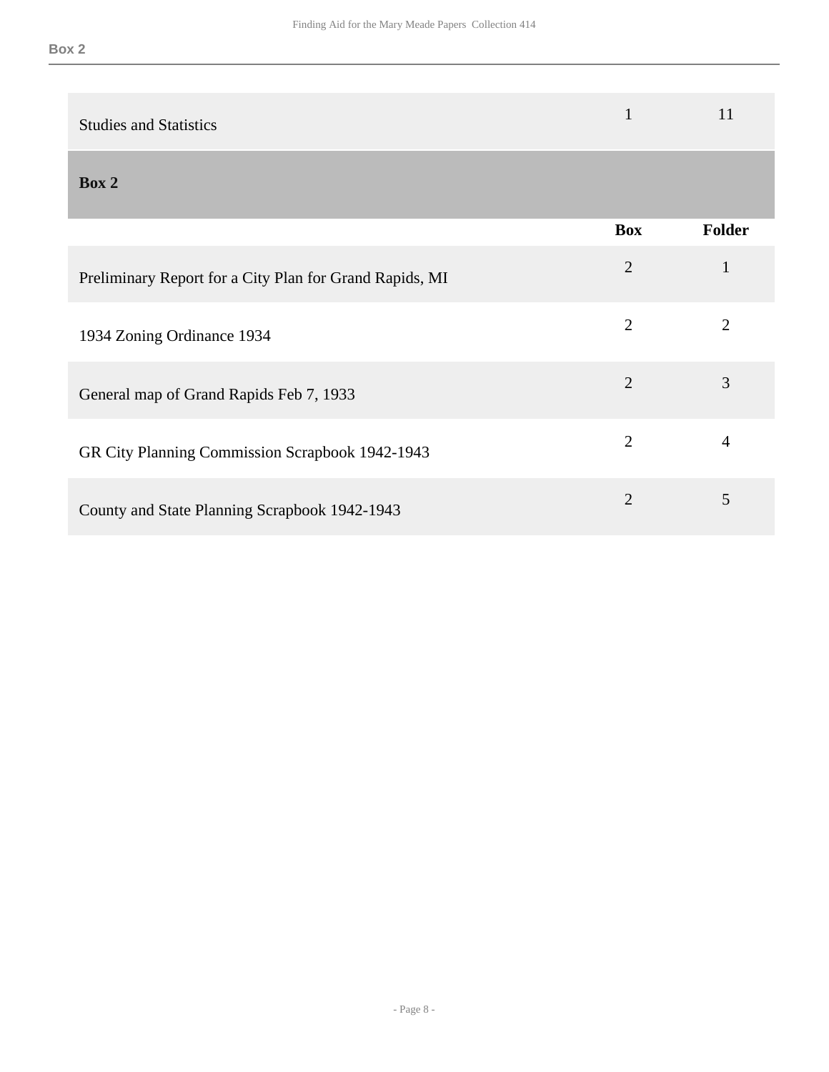| | Box | Folder |
|---|---|---|
| Studies and Statistics | 1 | 11 |

## Box 2

| | Box | Folder |
|---|---|---|
| Preliminary Report for a City Plan for Grand Rapids, MI | 2 | 1 |
| 1934 Zoning Ordinance 1934 | 2 | 2 |
| General map of Grand Rapids Feb 7, 1933 | 2 | 3 |
| GR City Planning Commission Scrapbook 1942-1943 | 2 | 4 |
| County and State Planning Scrapbook 1942-1943 | 2 | 5 |